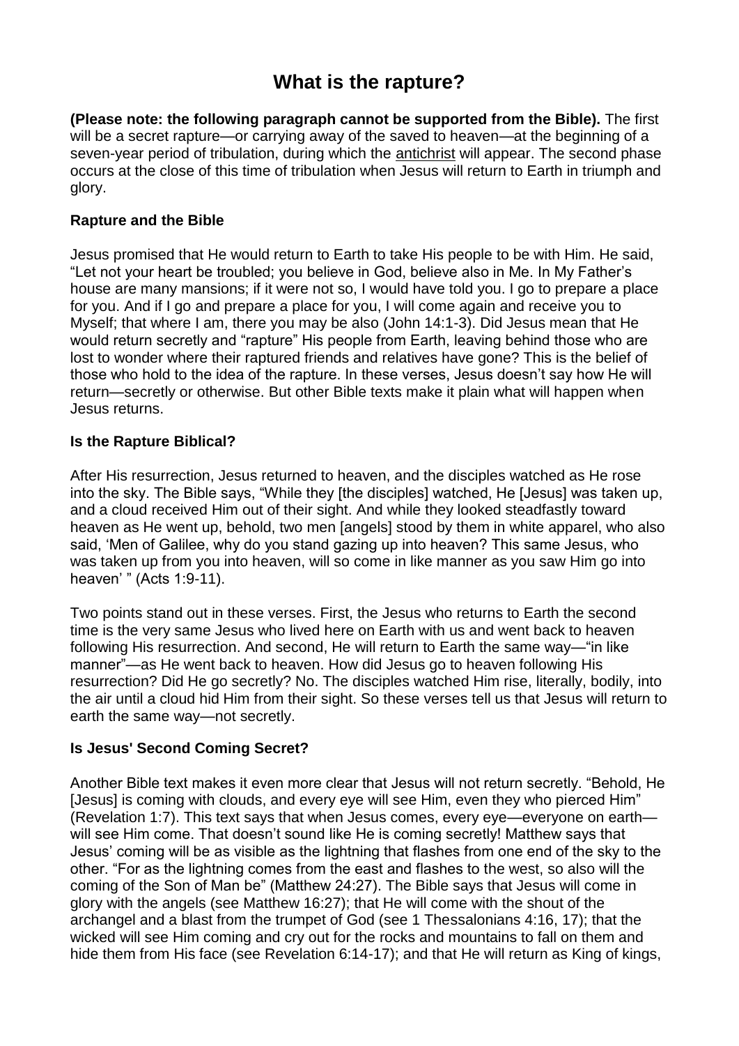# What is the rapture?

**(Please note: the following paragraph cannot be supported from the Bible).** The first will be a secret rapture—or carrying away of the saved to heaven—at the beginning of a seven-year period of tribulation, during which the antichrist will appear. The second phase occurs at the close of this time of tribulation when Jesus will return to Earth in triumph and glory.

### Rapture and the Bible

Jesus promised that He would return to Earth to take His people to be with Him. He said, "Let not your heart be troubled; you believe in God, believe also in Me. In My Father's house are many mansions; if it were not so, I would have told you. I go to prepare a place for you. And if I go and prepare a place for you, I will come again and receive you to Myself; that where I am, there you may be also (John 14:1-3). Did Jesus mean that He would return secretly and "rapture" His people from Earth, leaving behind those who are lost to wonder where their raptured friends and relatives have gone? This is the belief of those who hold to the idea of the rapture. In these verses, Jesus doesn't say how He will return—secretly or otherwise. But other Bible texts make it plain what will happen when Jesus returns.

### Is the Rapture Biblical?

After His resurrection, Jesus returned to heaven, and the disciples watched as He rose into the sky. The Bible says, "While they [the disciples] watched, He [Jesus] was taken up, and a cloud received Him out of their sight. And while they looked steadfastly toward heaven as He went up, behold, two men [angels] stood by them in white apparel, who also said, 'Men of Galilee, why do you stand gazing up into heaven? This same Jesus, who was taken up from you into heaven, will so come in like manner as you saw Him go into heaven' " (Acts 1:9-11).

Two points stand out in these verses. First, the Jesus who returns to Earth the second time is the very same Jesus who lived here on Earth with us and went back to heaven following His resurrection. And second, He will return to Earth the same way—"in like manner"—as He went back to heaven. How did Jesus go to heaven following His resurrection? Did He go secretly? No. The disciples watched Him rise, literally, bodily, into the air until a cloud hid Him from their sight. So these verses tell us that Jesus will return to earth the same way—not secretly.

### Is Jesus' Second Coming Secret?

Another Bible text makes it even more clear that Jesus will not return secretly. "Behold, He [Jesus] is coming with clouds, and every eye will see Him, even they who pierced Him" (Revelation 1:7). This text says that when Jesus comes, every eye—everyone on earth—will see Him come. That doesn't sound like He is coming secretly! Matthew says that Jesus' coming will be as visible as the lightning that flashes from one end of the sky to the other. "For as the lightning comes from the east and flashes to the west, so also will the coming of the Son of Man be" (Matthew 24:27). The Bible says that Jesus will come in glory with the angels (see Matthew 16:27); that He will come with the shout of the archangel and a blast from the trumpet of God (see 1 Thessalonians 4:16, 17); that the wicked will see Him coming and cry out for the rocks and mountains to fall on them and hide them from His face (see Revelation 6:14-17); and that He will return as King of kings,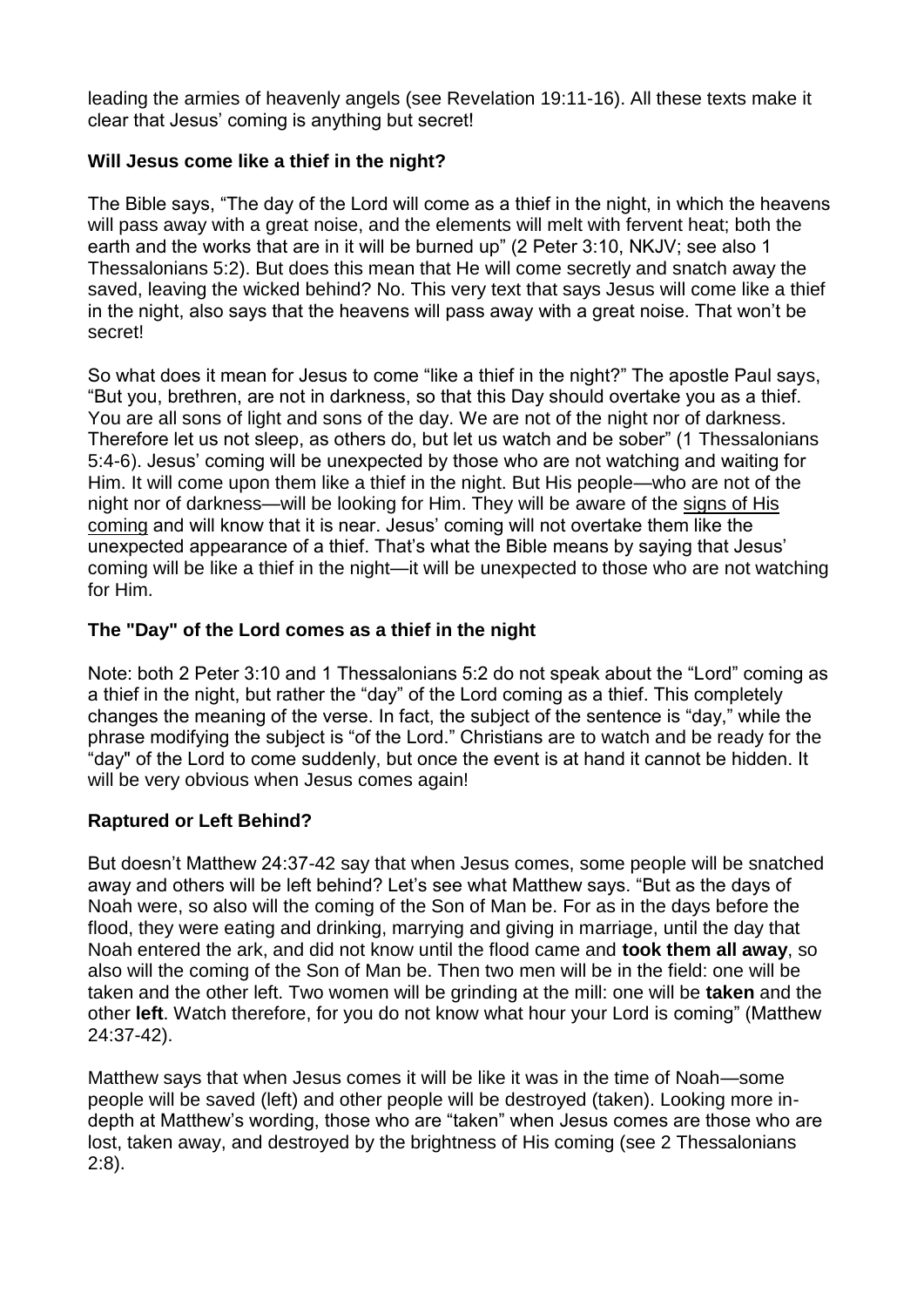leading the armies of heavenly angels (see Revelation 19:11-16). All these texts make it clear that Jesus' coming is anything but secret!

### Will Jesus come like a thief in the night?

The Bible says, "The day of the Lord will come as a thief in the night, in which the heavens will pass away with a great noise, and the elements will melt with fervent heat; both the earth and the works that are in it will be burned up" (2 Peter 3:10, NKJV; see also 1 Thessalonians 5:2). But does this mean that He will come secretly and snatch away the saved, leaving the wicked behind? No. This very text that says Jesus will come like a thief in the night, also says that the heavens will pass away with a great noise. That won't be secret!

So what does it mean for Jesus to come "like a thief in the night?" The apostle Paul says, "But you, brethren, are not in darkness, so that this Day should overtake you as a thief. You are all sons of light and sons of the day. We are not of the night nor of darkness. Therefore let us not sleep, as others do, but let us watch and be sober" (1 Thessalonians 5:4-6). Jesus' coming will be unexpected by those who are not watching and waiting for Him. It will come upon them like a thief in the night. But His people—who are not of the night nor of darkness—will be looking for Him. They will be aware of the signs of His coming and will know that it is near. Jesus' coming will not overtake them like the unexpected appearance of a thief. That's what the Bible means by saying that Jesus' coming will be like a thief in the night—it will be unexpected to those who are not watching for Him.

### The "Day" of the Lord comes as a thief in the night

Note: both 2 Peter 3:10 and 1 Thessalonians 5:2 do not speak about the "Lord" coming as a thief in the night, but rather the "day" of the Lord coming as a thief. This completely changes the meaning of the verse. In fact, the subject of the sentence is "day," while the phrase modifying the subject is "of the Lord." Christians are to watch and be ready for the "day" of the Lord to come suddenly, but once the event is at hand it cannot be hidden. It will be very obvious when Jesus comes again!

### Raptured or Left Behind?

But doesn't Matthew 24:37-42 say that when Jesus comes, some people will be snatched away and others will be left behind? Let's see what Matthew says. "But as the days of Noah were, so also will the coming of the Son of Man be. For as in the days before the flood, they were eating and drinking, marrying and giving in marriage, until the day that Noah entered the ark, and did not know until the flood came and **took them all away**, so also will the coming of the Son of Man be. Then two men will be in the field: one will be taken and the other left. Two women will be grinding at the mill: one will be **taken** and the other **left**. Watch therefore, for you do not know what hour your Lord is coming" (Matthew 24:37-42).

Matthew says that when Jesus comes it will be like it was in the time of Noah—some people will be saved (left) and other people will be destroyed (taken). Looking more in-depth at Matthew's wording, those who are "taken" when Jesus comes are those who are lost, taken away, and destroyed by the brightness of His coming (see 2 Thessalonians 2:8).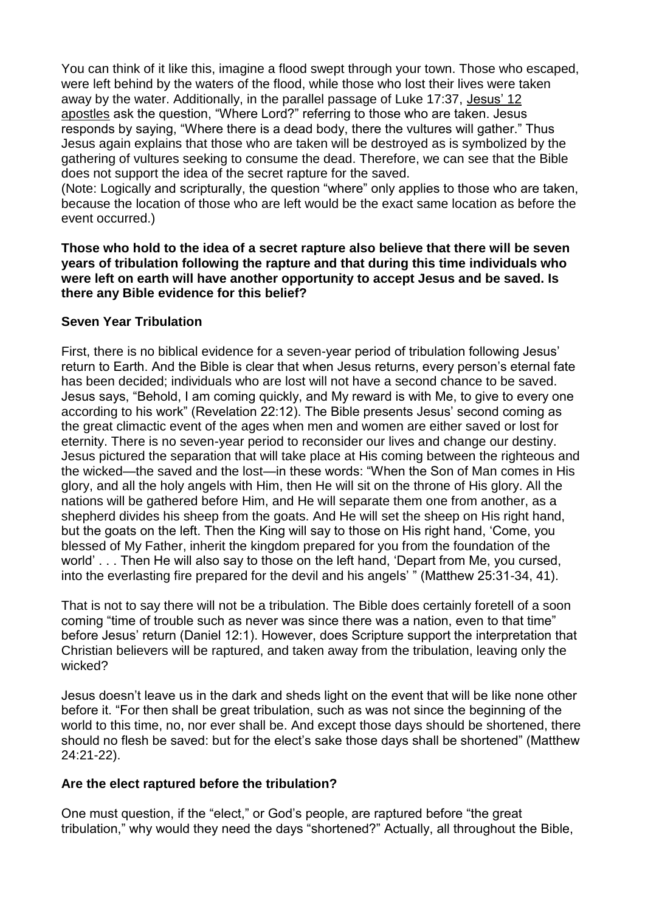You can think of it like this, imagine a flood swept through your town. Those who escaped, were left behind by the waters of the flood, while those who lost their lives were taken away by the water. Additionally, in the parallel passage of Luke 17:37, Jesus' 12 apostles ask the question, "Where Lord?" referring to those who are taken. Jesus responds by saying, "Where there is a dead body, there the vultures will gather." Thus Jesus again explains that those who are taken will be destroyed as is symbolized by the gathering of vultures seeking to consume the dead. Therefore, we can see that the Bible does not support the idea of the secret rapture for the saved.

(Note: Logically and scripturally, the question "where" only applies to those who are taken, because the location of those who are left would be the exact same location as before the event occurred.)

**Those who hold to the idea of a secret rapture also believe that there will be seven years of tribulation following the rapture and that during this time individuals who were left on earth will have another opportunity to accept Jesus and be saved. Is there any Bible evidence for this belief?**

### Seven Year Tribulation

First, there is no biblical evidence for a seven-year period of tribulation following Jesus' return to Earth. And the Bible is clear that when Jesus returns, every person's eternal fate has been decided; individuals who are lost will not have a second chance to be saved. Jesus says, "Behold, I am coming quickly, and My reward is with Me, to give to every one according to his work" (Revelation 22:12). The Bible presents Jesus' second coming as the great climactic event of the ages when men and women are either saved or lost for eternity. There is no seven-year period to reconsider our lives and change our destiny. Jesus pictured the separation that will take place at His coming between the righteous and the wicked—the saved and the lost—in these words: "When the Son of Man comes in His glory, and all the holy angels with Him, then He will sit on the throne of His glory. All the nations will be gathered before Him, and He will separate them one from another, as a shepherd divides his sheep from the goats. And He will set the sheep on His right hand, but the goats on the left. Then the King will say to those on His right hand, 'Come, you blessed of My Father, inherit the kingdom prepared for you from the foundation of the world' . . . Then He will also say to those on the left hand, 'Depart from Me, you cursed, into the everlasting fire prepared for the devil and his angels' " (Matthew 25:31-34, 41).

That is not to say there will not be a tribulation. The Bible does certainly foretell of a soon coming "time of trouble such as never was since there was a nation, even to that time" before Jesus' return (Daniel 12:1). However, does Scripture support the interpretation that Christian believers will be raptured, and taken away from the tribulation, leaving only the wicked?

Jesus doesn't leave us in the dark and sheds light on the event that will be like none other before it. "For then shall be great tribulation, such as was not since the beginning of the world to this time, no, nor ever shall be. And except those days should be shortened, there should no flesh be saved: but for the elect's sake those days shall be shortened" (Matthew 24:21-22).

### Are the elect raptured before the tribulation?

One must question, if the "elect," or God's people, are raptured before "the great tribulation," why would they need the days "shortened?" Actually, all throughout the Bible,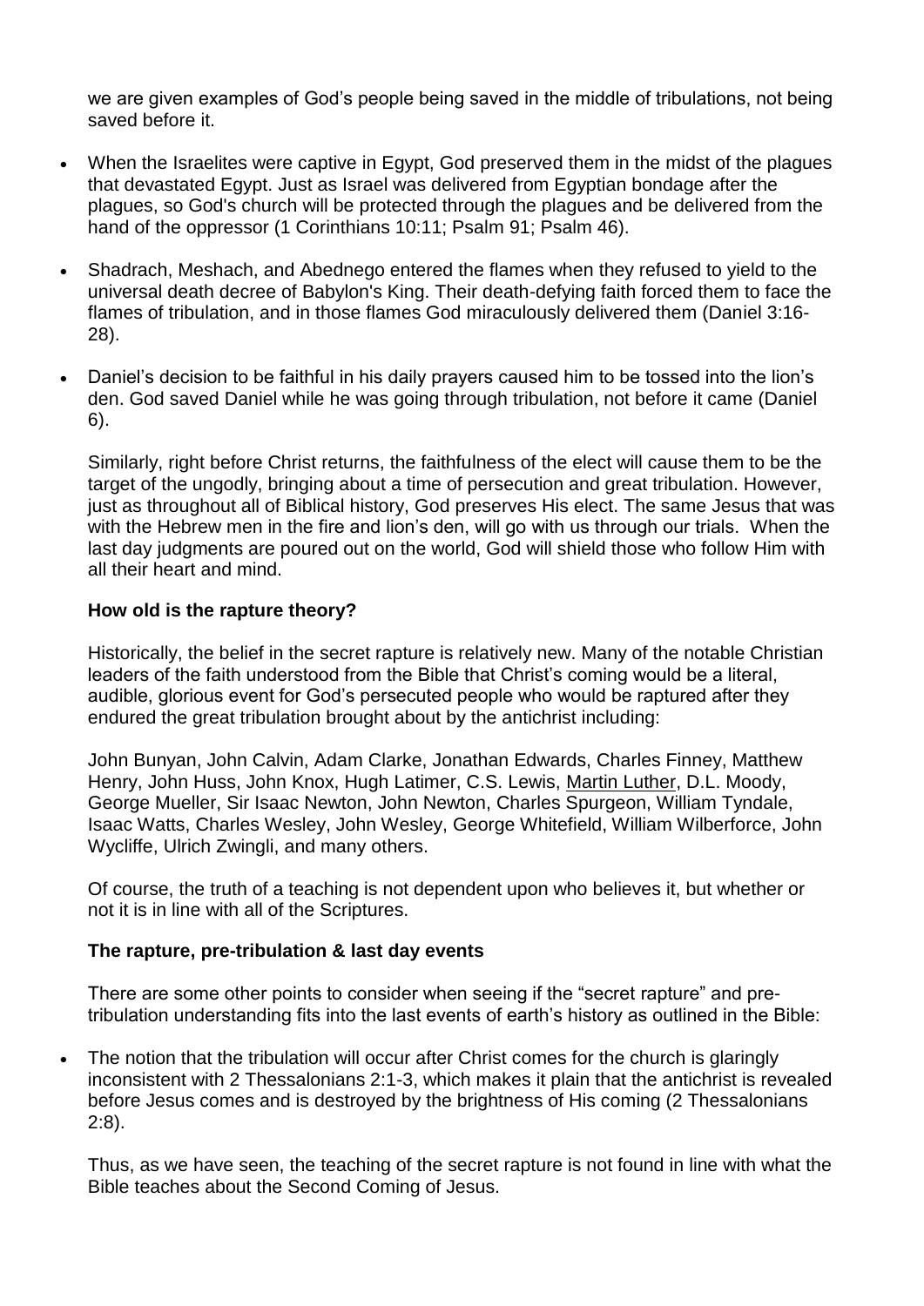we are given examples of God's people being saved in the middle of tribulations, not being saved before it.

- When the Israelites were captive in Egypt, God preserved them in the midst of the plagues that devastated Egypt. Just as Israel was delivered from Egyptian bondage after the plagues, so God's church will be protected through the plagues and be delivered from the hand of the oppressor (1 Corinthians 10:11; Psalm 91; Psalm 46).
- Shadrach, Meshach, and Abednego entered the flames when they refused to yield to the universal death decree of Babylon's King. Their death-defying faith forced them to face the flames of tribulation, and in those flames God miraculously delivered them (Daniel 3:16-28).
- Daniel's decision to be faithful in his daily prayers caused him to be tossed into the lion's den. God saved Daniel while he was going through tribulation, not before it came (Daniel 6).

  Similarly, right before Christ returns, the faithfulness of the elect will cause them to be the target of the ungodly, bringing about a time of persecution and great tribulation. However, just as throughout all of Biblical history, God preserves His elect. The same Jesus that was with the Hebrew men in the fire and lion's den, will go with us through our trials. When the last day judgments are poured out on the world, God will shield those who follow Him with all their heart and mind.

**How old is the rapture theory?**

Historically, the belief in the secret rapture is relatively new. Many of the notable Christian leaders of the faith understood from the Bible that Christ's coming would be a literal, audible, glorious event for God's persecuted people who would be raptured after they endured the great tribulation brought about by the antichrist including:

John Bunyan, John Calvin, Adam Clarke, Jonathan Edwards, Charles Finney, Matthew Henry, John Huss, John Knox, Hugh Latimer, C.S. Lewis, Martin Luther, D.L. Moody, George Mueller, Sir Isaac Newton, John Newton, Charles Spurgeon, William Tyndale, Isaac Watts, Charles Wesley, John Wesley, George Whitefield, William Wilberforce, John Wycliffe, Ulrich Zwingli, and many others.

Of course, the truth of a teaching is not dependent upon who believes it, but whether or not it is in line with all of the Scriptures.

**The rapture, pre-tribulation & last day events**

There are some other points to consider when seeing if the "secret rapture" and pre-tribulation understanding fits into the last events of earth's history as outlined in the Bible:

- The notion that the tribulation will occur after Christ comes for the church is glaringly inconsistent with 2 Thessalonians 2:1-3, which makes it plain that the antichrist is revealed before Jesus comes and is destroyed by the brightness of His coming (2 Thessalonians 2:8).

  Thus, as we have seen, the teaching of the secret rapture is not found in line with what the Bible teaches about the Second Coming of Jesus.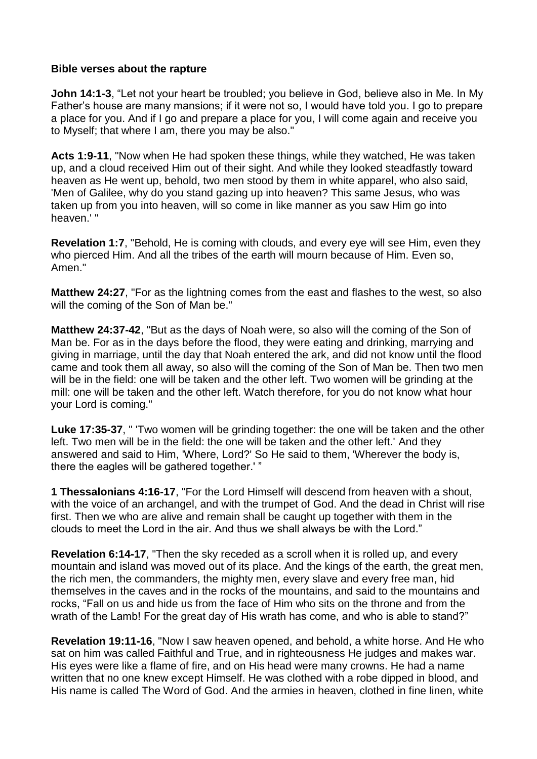**Bible verses about the rapture**

**John 14:1-3**, “Let not your heart be troubled; you believe in God, believe also in Me. In My Father’s house are many mansions; if it were not so, I would have told you. I go to prepare a place for you. And if I go and prepare a place for you, I will come again and receive you to Myself; that where I am, there you may be also."

**Acts 1:9-11**, "Now when He had spoken these things, while they watched, He was taken up, and a cloud received Him out of their sight. And while they looked steadfastly toward heaven as He went up, behold, two men stood by them in white apparel, who also said, 'Men of Galilee, why do you stand gazing up into heaven? This same Jesus, who was taken up from you into heaven, will so come in like manner as you saw Him go into heaven.' "

**Revelation 1:7**, "Behold, He is coming with clouds, and every eye will see Him, even they who pierced Him. And all the tribes of the earth will mourn because of Him. Even so, Amen."

**Matthew 24:27**, "For as the lightning comes from the east and flashes to the west, so also will the coming of the Son of Man be."

**Matthew 24:37-42**, "But as the days of Noah were, so also will the coming of the Son of Man be. For as in the days before the flood, they were eating and drinking, marrying and giving in marriage, until the day that Noah entered the ark, and did not know until the flood came and took them all away, so also will the coming of the Son of Man be. Then two men will be in the field: one will be taken and the other left. Two women will be grinding at the mill: one will be taken and the other left. Watch therefore, for you do not know what hour your Lord is coming."

**Luke 17:35-37**, " 'Two women will be grinding together: the one will be taken and the other left. Two men will be in the field: the one will be taken and the other left.' And they answered and said to Him, 'Where, Lord?' So He said to them, 'Wherever the body is, there the eagles will be gathered together.' ”

**1 Thessalonians 4:16-17**, "For the Lord Himself will descend from heaven with a shout, with the voice of an archangel, and with the trumpet of God. And the dead in Christ will rise first. Then we who are alive and remain shall be caught up together with them in the clouds to meet the Lord in the air. And thus we shall always be with the Lord.”

**Revelation 6:14-17**, "Then the sky receded as a scroll when it is rolled up, and every mountain and island was moved out of its place. And the kings of the earth, the great men, the rich men, the commanders, the mighty men, every slave and every free man, hid themselves in the caves and in the rocks of the mountains, and said to the mountains and rocks, “Fall on us and hide us from the face of Him who sits on the throne and from the wrath of the Lamb! For the great day of His wrath has come, and who is able to stand?”

**Revelation 19:11-16**, "Now I saw heaven opened, and behold, a white horse. And He who sat on him was called Faithful and True, and in righteousness He judges and makes war. His eyes were like a flame of fire, and on His head were many crowns. He had a name written that no one knew except Himself. He was clothed with a robe dipped in blood, and His name is called The Word of God. And the armies in heaven, clothed in fine linen, white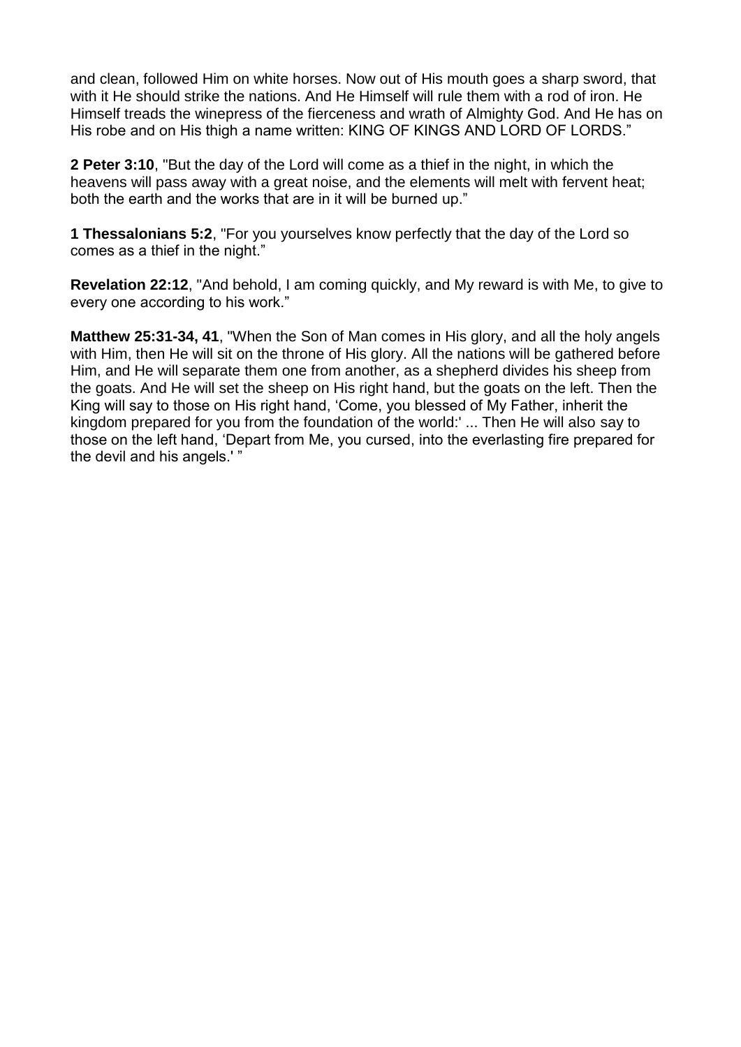and clean, followed Him on white horses. Now out of His mouth goes a sharp sword, that with it He should strike the nations. And He Himself will rule them with a rod of iron. He Himself treads the winepress of the fierceness and wrath of Almighty God. And He has on His robe and on His thigh a name written: KING OF KINGS AND LORD OF LORDS."

**2 Peter 3:10**, "But the day of the Lord will come as a thief in the night, in which the heavens will pass away with a great noise, and the elements will melt with fervent heat; both the earth and the works that are in it will be burned up."

**1 Thessalonians 5:2**, "For you yourselves know perfectly that the day of the Lord so comes as a thief in the night."

**Revelation 22:12**, "And behold, I am coming quickly, and My reward is with Me, to give to every one according to his work."

**Matthew 25:31-34, 41**, "When the Son of Man comes in His glory, and all the holy angels with Him, then He will sit on the throne of His glory. All the nations will be gathered before Him, and He will separate them one from another, as a shepherd divides his sheep from the goats. And He will set the sheep on His right hand, but the goats on the left. Then the King will say to those on His right hand, 'Come, you blessed of My Father, inherit the kingdom prepared for you from the foundation of the world:' ... Then He will also say to those on the left hand, 'Depart from Me, you cursed, into the everlasting fire prepared for the devil and his angels.' "